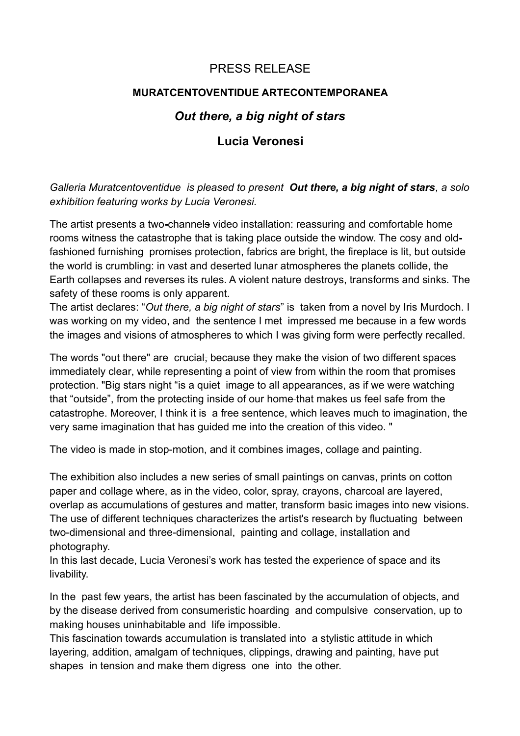PRESS RELEASE

**MURATCENTOVENTIDUE ARTECONTEMPORANEA**

## *Out there, a big night of stars*

## Lucia Veronesi

*Galleria Muratcentoventidue is pleased to present **Out there, a big night of stars**, a solo exhibition featuring works by Lucia Veronesi.*

The artist presents a two-channels video installation: reassuring and comfortable home rooms witness the catastrophe that is taking place outside the window. The cosy and old-fashioned furnishing promises protection, fabrics are bright, the fireplace is lit, but outside the world is crumbling: in vast and deserted lunar atmospheres the planets collide, the Earth collapses and reverses its rules. A violent nature destroys, transforms and sinks. The safety of these rooms is only apparent.
The artist declares: "*Out there, a big night of stars*" is taken from a novel by Iris Murdoch. I was working on my video, and the sentence I met impressed me because in a few words the images and visions of atmospheres to which I was giving form were perfectly recalled.

The words "out there" are crucial, because they make the vision of two different spaces immediately clear, while representing a point of view from within the room that promises protection. "Big stars night "is a quiet image to all appearances, as if we were watching that "outside", from the protecting inside of our home that makes us feel safe from the catastrophe. Moreover, I think it is a free sentence, which leaves much to imagination, the very same imagination that has guided me into the creation of this video. "

The video is made in stop-motion, and it combines images, collage and painting.

The exhibition also includes a new series of small paintings on canvas, prints on cotton paper and collage where, as in the video, color, spray, crayons, charcoal are layered, overlap as accumulations of gestures and matter, transform basic images into new visions. The use of different techniques characterizes the artist's research by fluctuating between two-dimensional and three-dimensional, painting and collage, installation and photography.
In this last decade, Lucia Veronesi's work has tested the experience of space and its livability.

In the past few years, the artist has been fascinated by the accumulation of objects, and by the disease derived from consumeristic hoarding and compulsive conservation, up to making houses uninhabitable and life impossible.
This fascination towards accumulation is translated into a stylistic attitude in which layering, addition, amalgam of techniques, clippings, drawing and painting, have put shapes in tension and make them digress one into the other.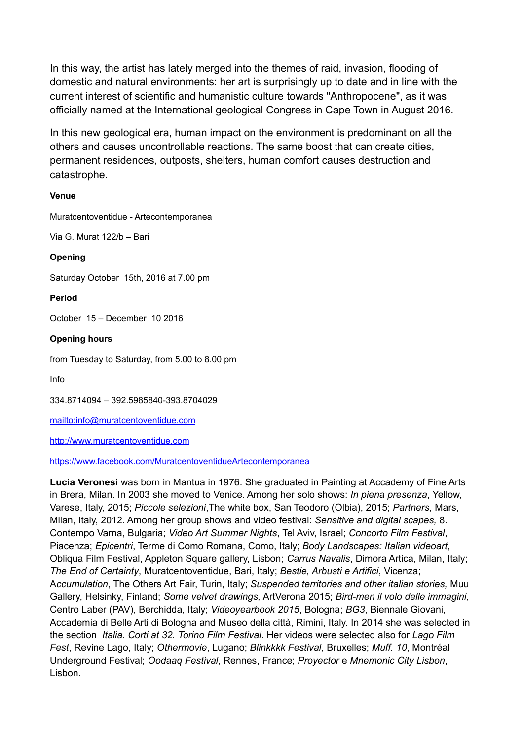In this way, the artist has lately merged into the themes of raid, invasion, flooding of domestic and natural environments: her art is surprisingly up to date and in line with the current interest of scientific and humanistic culture towards "Anthropocene", as it was officially named at the International geological Congress in Cape Town in August 2016.

In this new geological era, human impact on the environment is predominant on all the others and causes uncontrollable reactions. The same boost that can create cities, permanent residences, outposts, shelters, human comfort causes destruction and catastrophe.

**Venue**

Muratcentoventidue - Artecontemporanea

Via G. Murat 122/b – Bari

**Opening**

Saturday October 15th, 2016 at 7.00 pm

**Period**

October 15 – December 10 2016

**Opening hours**

from Tuesday to Saturday, from 5.00 to 8.00 pm

Info

334.8714094 – 392.5985840-393.8704029

[mailto:info@muratcentoventidue.com](mailto:info@muratcentoventidue.com)

[http://www.muratcentoventidue.com](http://www.muratcentoventidue.com)

[https://www.facebook.com/MuratcentoventidueArtecontemporanea](https://www.facebook.com/MuratcentoventidueArtecontemporanea)

**Lucia Veronesi** was born in Mantua in 1976. She graduated in Painting at Accademy of Fine Arts in Brera, Milan. In 2003 she moved to Venice. Among her solo shows: *In piena presenza*, Yellow, Varese, Italy, 2015; *Piccole selezioni*,The white box, San Teodoro (Olbia), 2015; *Partners*, Mars, Milan, Italy, 2012. Among her group shows and video festival: *Sensitive and digital scapes,* 8. Contempo Varna, Bulgaria; *Video Art Summer Nights*, Tel Aviv, Israel; *Concorto Film Festival*, Piacenza; *Epicentri*, Terme di Como Romana, Como, Italy; *Body Landscapes: Italian videoart*, Obliqua Film Festival, Appleton Square gallery, Lisbon; *Carrus Navalis*, Dimora Artica, Milan, Italy; *The End of Certainty*, Muratcentoventidue, Bari, Italy; *Bestie, Arbusti e Artifici*, Vicenza; *Accumulation*, The Others Art Fair, Turin, Italy; *Suspended territories and other italian stories,* Muu Gallery, Helsinky, Finland; *Some velvet drawings,* ArtVerona 2015; *Bird-men il volo delle immagini,* Centro Laber (PAV), Berchidda, Italy; *Videoyearbook 2015*, Bologna; *BG3*, Biennale Giovani, Accademia di Belle Arti di Bologna and Museo della città, Rimini, Italy. In 2014 she was selected in the section *Italia. Corti at 32. Torino Film Festival*. Her videos were selected also for *Lago Film Fest*, Revine Lago, Italy; *Othermovie*, Lugano; *Blinkkkk Festival*, Bruxelles; *Muff. 10*, Montréal Underground Festival; *Oodaaq Festival*, Rennes, France; *Proyector* e *Mnemonic City Lisbon*, Lisbon.